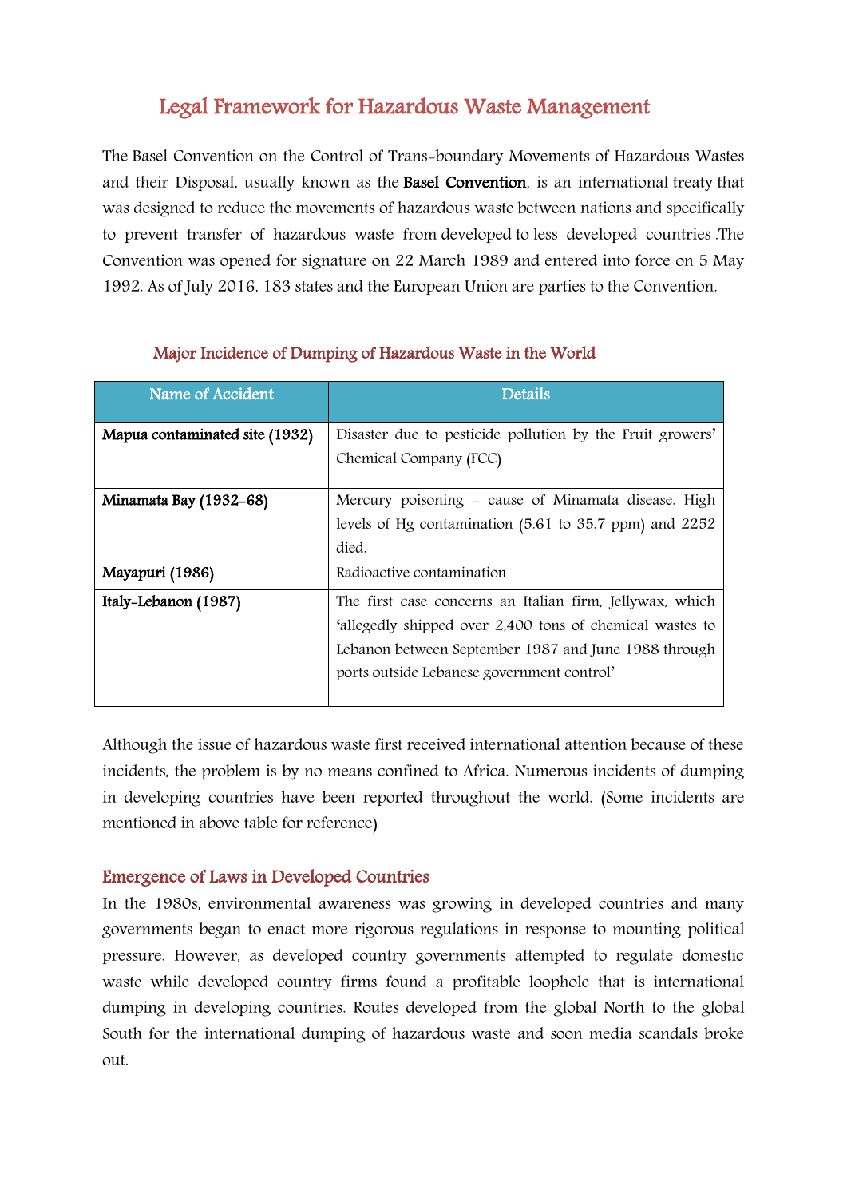# Legal Framework for Hazardous Waste Management

The Basel Convention on the Control of Trans-boundary Movements of Hazardous Wastes and their Disposal, usually known as the **Basel Convention**, is an international treaty that was designed to reduce the movements of hazardous waste between nations and specifically to prevent transfer of hazardous waste from developed to less developed countries .The Convention was opened for signature on 22 March 1989 and entered into force on 5 May 1992. As of July 2016, 183 states and the European Union are parties to the Convention.

### Major Incidence of Dumping of Hazardous Waste in the World

| Name of Accident | Details |
| --- | --- |
| **Mapua contaminated site (1932)** | Disaster due to pesticide pollution by the Fruit growers' Chemical Company (FCC) |
| **Minamata Bay (1932-68)** | Mercury poisoning - cause of Minamata disease. High levels of Hg contamination (5.61 to 35.7 ppm) and 2252 died. |
| **Mayapuri (1986)** | Radioactive contamination |
| **Italy-Lebanon (1987)** | The first case concerns an Italian firm, Jellywax, which 'allegedly shipped over 2,400 tons of chemical wastes to Lebanon between September 1987 and June 1988 through ports outside Lebanese government control' |

Although the issue of hazardous waste first received international attention because of these incidents, the problem is by no means confined to Africa. Numerous incidents of dumping in developing countries have been reported throughout the world. (Some incidents are mentioned in above table for reference)

## Emergence of Laws in Developed Countries

In the 1980s, environmental awareness was growing in developed countries and many governments began to enact more rigorous regulations in response to mounting political pressure. However, as developed country governments attempted to regulate domestic waste while developed country firms found a profitable loophole that is international dumping in developing countries. Routes developed from the global North to the global South for the international dumping of hazardous waste and soon media scandals broke out.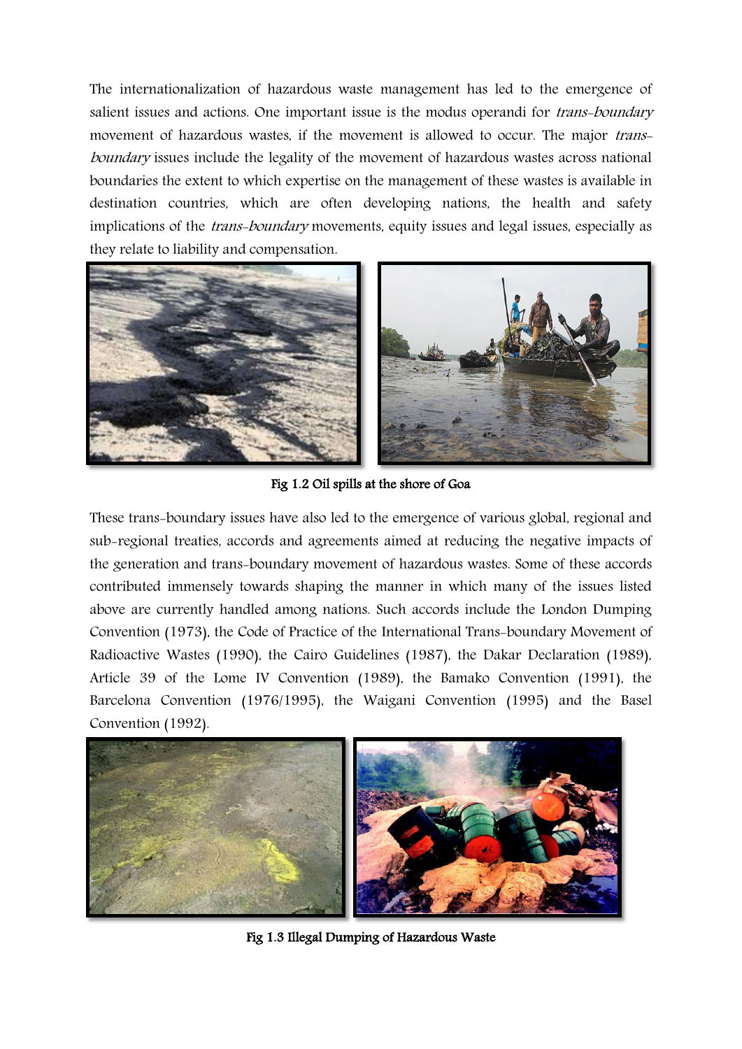The internationalization of hazardous waste management has led to the emergence of salient issues and actions. One important issue is the modus operandi for *trans-boundary* movement of hazardous wastes, if the movement is allowed to occur. The major *trans-boundary* issues include the legality of the movement of hazardous wastes across national boundaries the extent to which expertise on the management of these wastes is available in destination countries, which are often developing nations, the health and safety implications of the *trans-boundary* movements, equity issues and legal issues, especially as they relate to liability and compensation.

**Fig 1.2 Oil spills at the shore of Goa**

These trans-boundary issues have also led to the emergence of various global, regional and sub-regional treaties, accords and agreements aimed at reducing the negative impacts of the generation and trans-boundary movement of hazardous wastes. Some of these accords contributed immensely towards shaping the manner in which many of the issues listed above are currently handled among nations. Such accords include the London Dumping Convention (1973), the Code of Practice of the International Trans-boundary Movement of Radioactive Wastes (1990), the Cairo Guidelines (1987), the Dakar Declaration (1989), Article 39 of the Lome IV Convention (1989), the Bamako Convention (1991), the Barcelona Convention (1976/1995), the Waigani Convention (1995) and the Basel Convention (1992).

**Fig 1.3 Illegal Dumping of Hazardous Waste**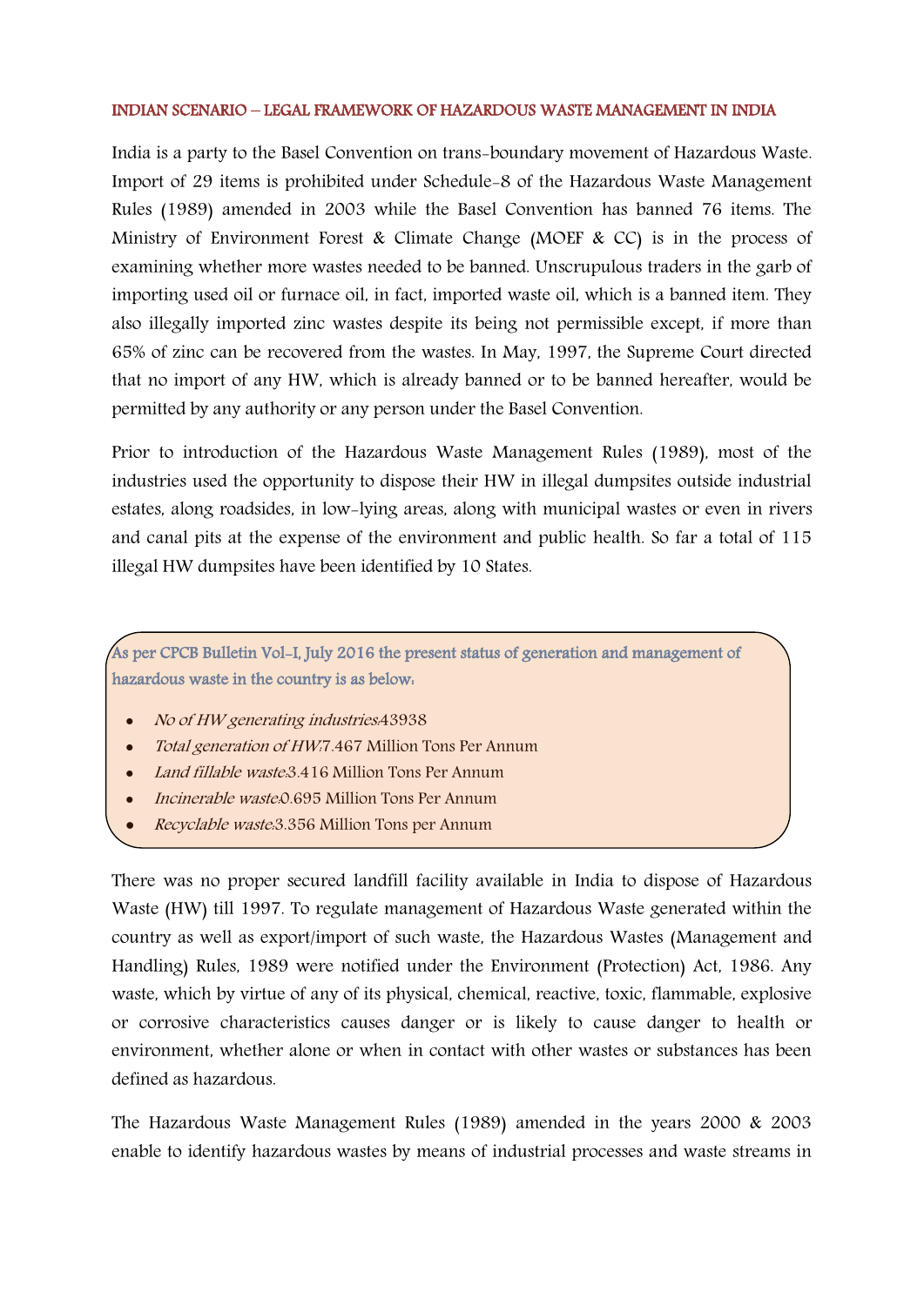## INDIAN SCENARIO – LEGAL FRAMEWORK OF HAZARDOUS WASTE MANAGEMENT IN INDIA

India is a party to the Basel Convention on trans-boundary movement of Hazardous Waste. Import of 29 items is prohibited under Schedule-8 of the Hazardous Waste Management Rules (1989) amended in 2003 while the Basel Convention has banned 76 items. The Ministry of Environment Forest & Climate Change (MOEF & CC) is in the process of examining whether more wastes needed to be banned. Unscrupulous traders in the garb of importing used oil or furnace oil, in fact, imported waste oil, which is a banned item. They also illegally imported zinc wastes despite its being not permissible except, if more than 65% of zinc can be recovered from the wastes. In May, 1997, the Supreme Court directed that no import of any HW, which is already banned or to be banned hereafter, would be permitted by any authority or any person under the Basel Convention.

Prior to introduction of the Hazardous Waste Management Rules (1989), most of the industries used the opportunity to dispose their HW in illegal dumpsites outside industrial estates, along roadsides, in low-lying areas, along with municipal wastes or even in rivers and canal pits at the expense of the environment and public health. So far a total of 115 illegal HW dumpsites have been identified by 10 States.

As per CPCB Bulletin Vol-I, July 2016 the present status of generation and management of hazardous waste in the country is as below:

- *No of HW generating industries:*43938
- *Total generation of HW:*7.467 Million Tons Per Annum
- *Land fillable waste:*3.416 Million Tons Per Annum
- *Incinerable waste:*0.695 Million Tons Per Annum
- *Recyclable waste:*3.356 Million Tons per Annum

There was no proper secured landfill facility available in India to dispose of Hazardous Waste (HW) till 1997. To regulate management of Hazardous Waste generated within the country as well as export/import of such waste, the Hazardous Wastes (Management and Handling) Rules, 1989 were notified under the Environment (Protection) Act, 1986. Any waste, which by virtue of any of its physical, chemical, reactive, toxic, flammable, explosive or corrosive characteristics causes danger or is likely to cause danger to health or environment, whether alone or when in contact with other wastes or substances has been defined as hazardous.

The Hazardous Waste Management Rules (1989) amended in the years 2000 & 2003 enable to identify hazardous wastes by means of industrial processes and waste streams in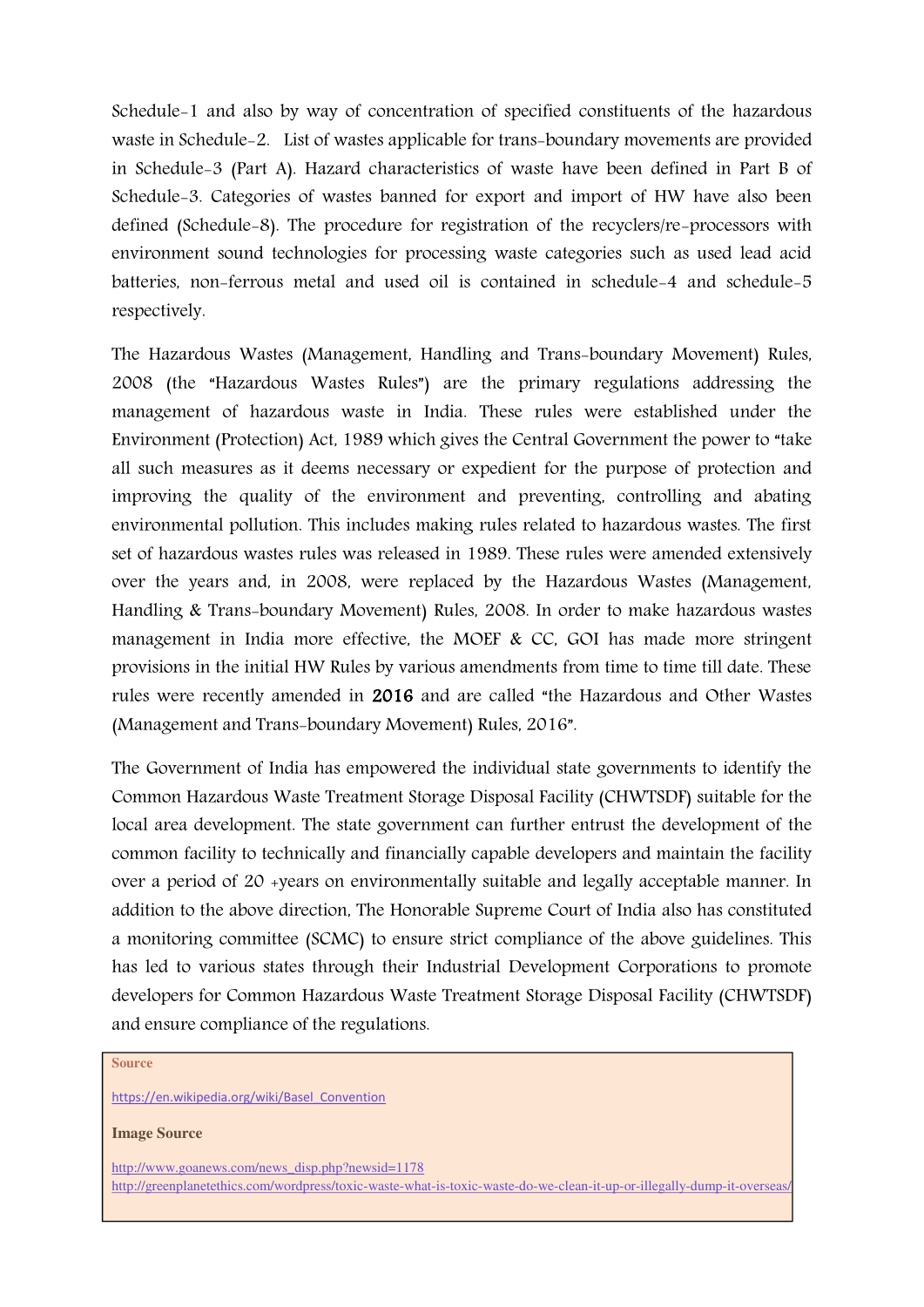Schedule-1 and also by way of concentration of specified constituents of the hazardous waste in Schedule-2. List of wastes applicable for trans-boundary movements are provided in Schedule-3 (Part A). Hazard characteristics of waste have been defined in Part B of Schedule-3. Categories of wastes banned for export and import of HW have also been defined (Schedule-8). The procedure for registration of the recyclers/re-processors with environment sound technologies for processing waste categories such as used lead acid batteries, non-ferrous metal and used oil is contained in schedule-4 and schedule-5 respectively.

The Hazardous Wastes (Management, Handling and Trans-boundary Movement) Rules, 2008 (the "Hazardous Wastes Rules") are the primary regulations addressing the management of hazardous waste in India. These rules were established under the Environment (Protection) Act, 1989 which gives the Central Government the power to "take all such measures as it deems necessary or expedient for the purpose of protection and improving the quality of the environment and preventing, controlling and abating environmental pollution. This includes making rules related to hazardous wastes. The first set of hazardous wastes rules was released in 1989. These rules were amended extensively over the years and, in 2008, were replaced by the Hazardous Wastes (Management, Handling & Trans-boundary Movement) Rules, 2008. In order to make hazardous wastes management in India more effective, the MOEF & CC, GOI has made more stringent provisions in the initial HW Rules by various amendments from time to time till date. These rules were recently amended in **2016** and are called "the Hazardous and Other Wastes (Management and Trans-boundary Movement) Rules, 2016".

The Government of India has empowered the individual state governments to identify the Common Hazardous Waste Treatment Storage Disposal Facility (CHWTSDF) suitable for the local area development. The state government can further entrust the development of the common facility to technically and financially capable developers and maintain the facility over a period of 20 +years on environmentally suitable and legally acceptable manner. In addition to the above direction, The Honorable Supreme Court of India also has constituted a monitoring committee (SCMC) to ensure strict compliance of the above guidelines. This has led to various states through their Industrial Development Corporations to promote developers for Common Hazardous Waste Treatment Storage Disposal Facility (CHWTSDF) and ensure compliance of the regulations.

**Source**

https://en.wikipedia.org/wiki/Basel_Convention

**Image Source**

http://www.goanews.com/news_disp.php?newsid=1178
http://greenplanetethics.com/wordpress/toxic-waste-what-is-toxic-waste-do-we-clean-it-up-or-illegally-dump-it-overseas/